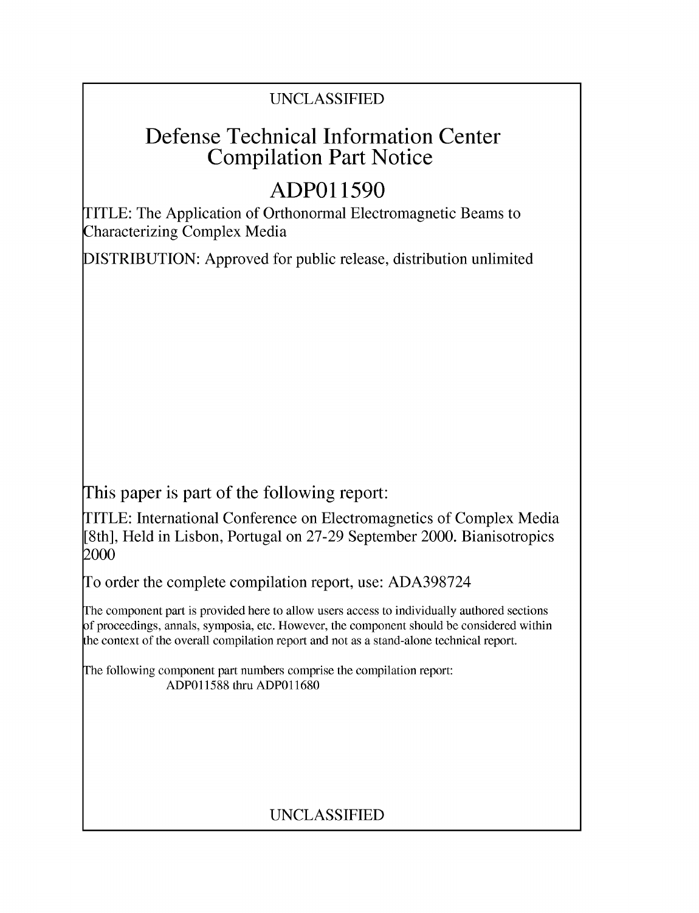UNCLASSIFIED

# Defense Technical Information Center Compilation Part Notice

## ADP011590

TITLE: The Application of Orthonormal Electromagnetic Beams to Characterizing Complex Media

DISTRIBUTION: Approved for public release, distribution unlimited

This paper is part of the following report:

TITLE: International Conference on Electromagnetics of Complex Media [8th], Held in Lisbon, Portugal on 27-29 September 2000. Bianisotropics 2000

To order the complete compilation report, use: ADA398724

The component part is provided here to allow users access to individually authored sections of proceedings, annals, symposia, etc. However, the component should be considered within the context of the overall compilation report and not as a stand-alone technical report.

The following component part numbers comprise the compilation report:
ADP011588 thru ADP011680

UNCLASSIFIED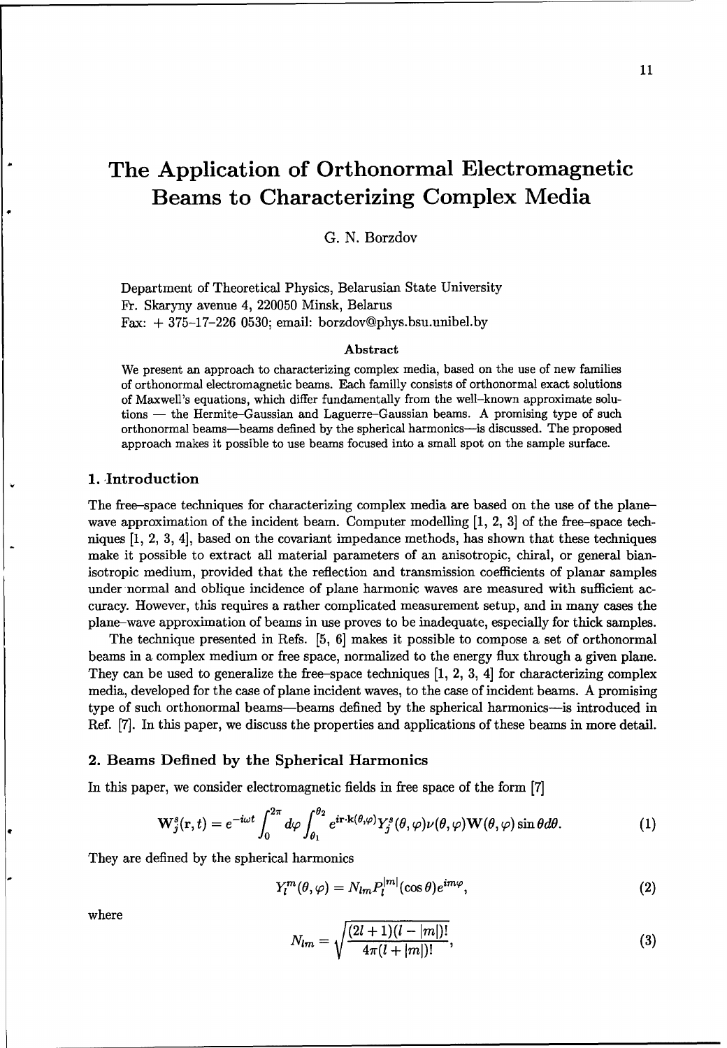# The Application of Orthonormal Electromagnetic Beams to Characterizing Complex Media

G. N. Borzdov

Department of Theoretical Physics, Belarusian State University
Fr. Skaryny avenue 4, 220050 Minsk, Belarus
Fax: + 375–17–226 0530; email: borzdov@phys.bsu.unibel.by

### Abstract

We present an approach to characterizing complex media, based on the use of new families of orthonormal electromagnetic beams. Each familly consists of orthonormal exact solutions of Maxwell's equations, which differ fundamentally from the well–known approximate solutions — the Hermite–Gaussian and Laguerre–Gaussian beams. A promising type of such orthonormal beams—beams defined by the spherical harmonics—is discussed. The proposed approach makes it possible to use beams focused into a small spot on the sample surface.

## 1. Introduction

The free–space techniques for characterizing complex media are based on the use of the plane–wave approximation of the incident beam. Computer modelling [1, 2, 3] of the free–space techniques [1, 2, 3, 4], based on the covariant impedance methods, has shown that these techniques make it possible to extract all material parameters of an anisotropic, chiral, or general bianisotropic medium, provided that the reflection and transmission coefficients of planar samples under normal and oblique incidence of plane harmonic waves are measured with sufficient accuracy. However, this requires a rather complicated measurement setup, and in many cases the plane–wave approximation of beams in use proves to be inadequate, especially for thick samples.

The technique presented in Refs. [5, 6] makes it possible to compose a set of orthonormal beams in a complex medium or free space, normalized to the energy flux through a given plane. They can be used to generalize the free–space techniques [1, 2, 3, 4] for characterizing complex media, developed for the case of plane incident waves, to the case of incident beams. A promising type of such orthonormal beams—beams defined by the spherical harmonics—is introduced in Ref. [7]. In this paper, we discuss the properties and applications of these beams in more detail.

## 2. Beams Defined by the Spherical Harmonics

In this paper, we consider electromagnetic fields in free space of the form [7]

$$\mathbf{W}_j^s(\mathbf{r},t) = e^{-i\omega t}\int_0^{2\pi} d\varphi \int_{\theta_1}^{\theta_2} e^{i\mathbf{r}\cdot\mathbf{k}(\theta,\varphi)} Y_j^s(\theta,\varphi)\nu(\theta,\varphi)\mathbf{W}(\theta,\varphi)\sin\theta d\theta. \tag{1}$$

They are defined by the spherical harmonics

$$Y_l^m(\theta,\varphi) = N_{lm}P_l^{|m|}(\cos\theta)e^{im\varphi}, \tag{2}$$

where

$$N_{lm} = \sqrt{\frac{(2l+1)(l-|m|)!}{4\pi(l+|m|)!}}, \tag{3}$$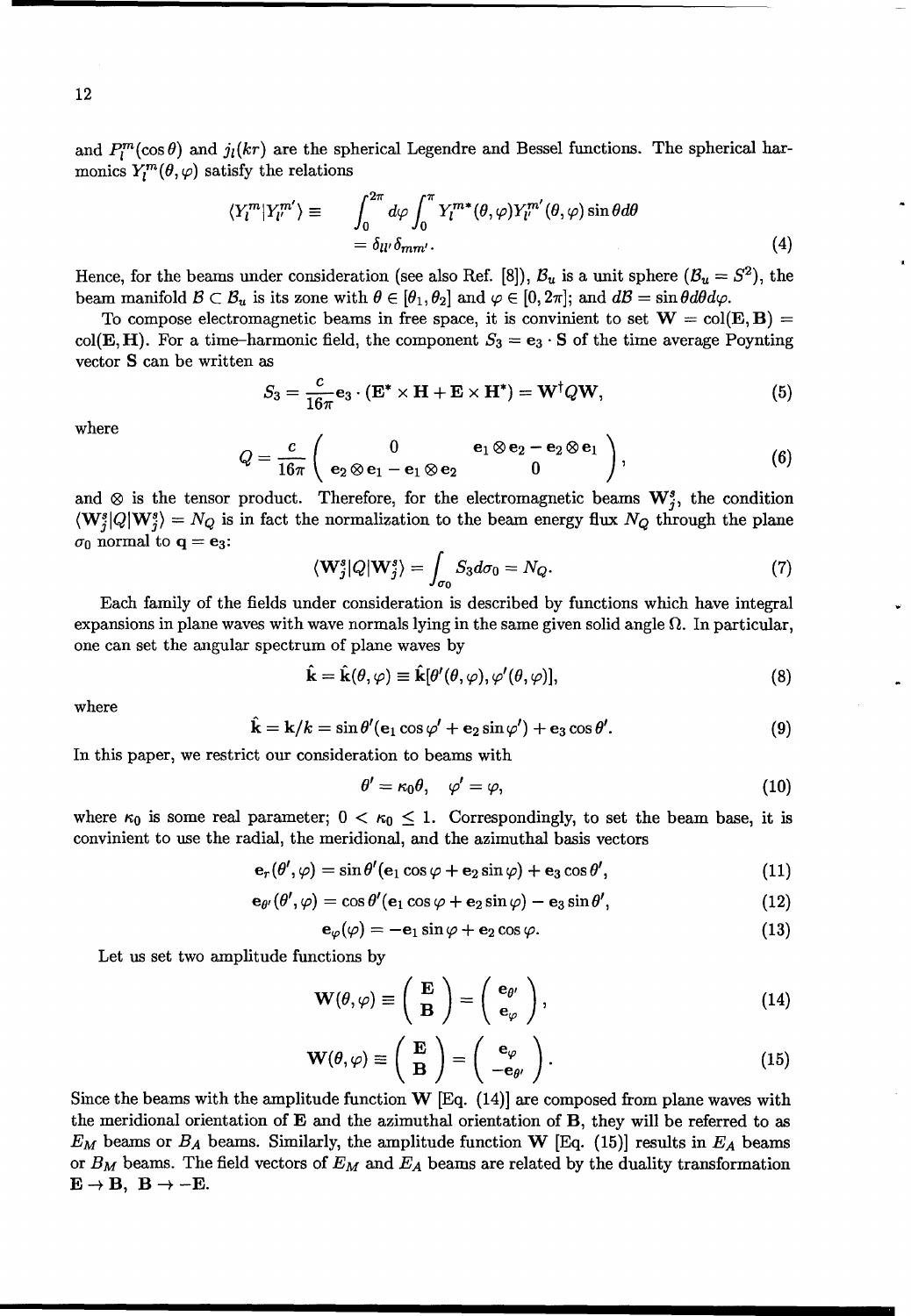and $P_l^m(\cos\theta)$ and $j_l(kr)$ are the spherical Legendre and Bessel functions. The spherical harmonics $Y_l^m(\theta,\varphi)$ satisfy the relations

$$
\begin{aligned}
\langle Y_l^m | Y_{l'}^{m'} \rangle \equiv & \int_0^{2\pi} d\varphi \int_0^{\pi} Y_l^{m*}(\theta,\varphi) Y_{l'}^{m'}(\theta,\varphi) \sin\theta d\theta \\
& = \delta_{ll'}\delta_{mm'}.
\end{aligned} \tag{4}
$$

Hence, for the beams under consideration (see also Ref. [8]), $\mathcal{B}_u$ is a unit sphere ($\mathcal{B}_u = S^2$), the beam manifold $\mathcal{B} \subset \mathcal{B}_u$ is its zone with $\theta \in [\theta_1, \theta_2]$ and $\varphi \in [0, 2\pi]$; and $d\mathcal{B} = \sin\theta d\theta d\varphi$.

To compose electromagnetic beams in free space, it is convinient to set $\mathbf{W} = \mathrm{col}(\mathbf{E},\mathbf{B}) = \mathrm{col}(\mathbf{E},\mathbf{H})$. For a time–harmonic field, the component $S_3 = \mathbf{e}_3 \cdot \mathbf{S}$ of the time average Poynting vector $\mathbf{S}$ can be written as

$$
S_3 = \frac{c}{16\pi}\mathbf{e}_3 \cdot (\mathbf{E}^* \times \mathbf{H} + \mathbf{E} \times \mathbf{H}^*) = \mathbf{W}^\dagger Q \mathbf{W}, \tag{5}
$$

where

$$
Q = \frac{c}{16\pi} \begin{pmatrix} 0 & \mathbf{e}_1 \otimes \mathbf{e}_2 - \mathbf{e}_2 \otimes \mathbf{e}_1 \\ \mathbf{e}_2 \otimes \mathbf{e}_1 - \mathbf{e}_1 \otimes \mathbf{e}_2 & 0 \end{pmatrix}, \tag{6}
$$

and $\otimes$ is the tensor product. Therefore, for the electromagnetic beams $\mathbf{W}_j^s$, the condition $\langle \mathbf{W}_j^s | Q | \mathbf{W}_j^s \rangle = N_Q$ is in fact the normalization to the beam energy flux $N_Q$ through the plane $\sigma_0$ normal to $\mathbf{q} = \mathbf{e}_3$:

$$
\langle \mathbf{W}_j^s | Q | \mathbf{W}_j^s \rangle = \int_{\sigma_0} S_3 d\sigma_0 = N_Q. \tag{7}
$$

Each family of the fields under consideration is described by functions which have integral expansions in plane waves with wave normals lying in the same given solid angle $\Omega$. In particular, one can set the angular spectrum of plane waves by

$$
\hat{\mathbf{k}} = \hat{\mathbf{k}}(\theta,\varphi) \equiv \hat{\mathbf{k}}[\theta'(\theta,\varphi), \varphi'(\theta,\varphi)], \tag{8}
$$

where

$$
\hat{\mathbf{k}} = \mathbf{k}/k = \sin\theta'(\mathbf{e}_1 \cos\varphi' + \mathbf{e}_2 \sin\varphi') + \mathbf{e}_3 \cos\theta'. \tag{9}
$$

In this paper, we restrict our consideration to beams with

$$
\theta' = \kappa_0 \theta, \quad \varphi' = \varphi, \tag{10}
$$

where $\kappa_0$ is some real parameter; $0 < \kappa_0 \leq 1$. Correspondingly, to set the beam base, it is convinient to use the radial, the meridional, and the azimuthal basis vectors

$$
\mathbf{e}_r(\theta',\varphi) = \sin\theta'(\mathbf{e}_1 \cos\varphi + \mathbf{e}_2 \sin\varphi) + \mathbf{e}_3 \cos\theta', \tag{11}
$$

$$
\mathbf{e}_{\theta'}(\theta',\varphi) = \cos\theta'(\mathbf{e}_1 \cos\varphi + \mathbf{e}_2 \sin\varphi) - \mathbf{e}_3 \sin\theta', \tag{12}
$$

$$
\mathbf{e}_\varphi(\varphi) = -\mathbf{e}_1 \sin\varphi + \mathbf{e}_2 \cos\varphi. \tag{13}
$$

Let us set two amplitude functions by

$$
\mathbf{W}(\theta,\varphi) \equiv \begin{pmatrix} \mathbf{E} \\ \mathbf{B} \end{pmatrix} = \begin{pmatrix} \mathbf{e}_{\theta'} \\ \mathbf{e}_\varphi \end{pmatrix}, \tag{14}
$$

$$
\mathbf{W}(\theta,\varphi) \equiv \begin{pmatrix} \mathbf{E} \\ \mathbf{B} \end{pmatrix} = \begin{pmatrix} \mathbf{e}_\varphi \\ -\mathbf{e}_{\theta'} \end{pmatrix}. \tag{15}
$$

Since the beams with the amplitude function $\mathbf{W}$ [Eq. (14)] are composed from plane waves with the meridional orientation of $\mathbf{E}$ and the azimuthal orientation of $\mathbf{B}$, they will be referred to as $E_M$ beams or $B_A$ beams. Similarly, the amplitude function $\mathbf{W}$ [Eq. (15)] results in $E_A$ beams or $B_M$ beams. The field vectors of $E_M$ and $E_A$ beams are related by the duality transformation $\mathbf{E} \to \mathbf{B},\ \mathbf{B} \to -\mathbf{E}$.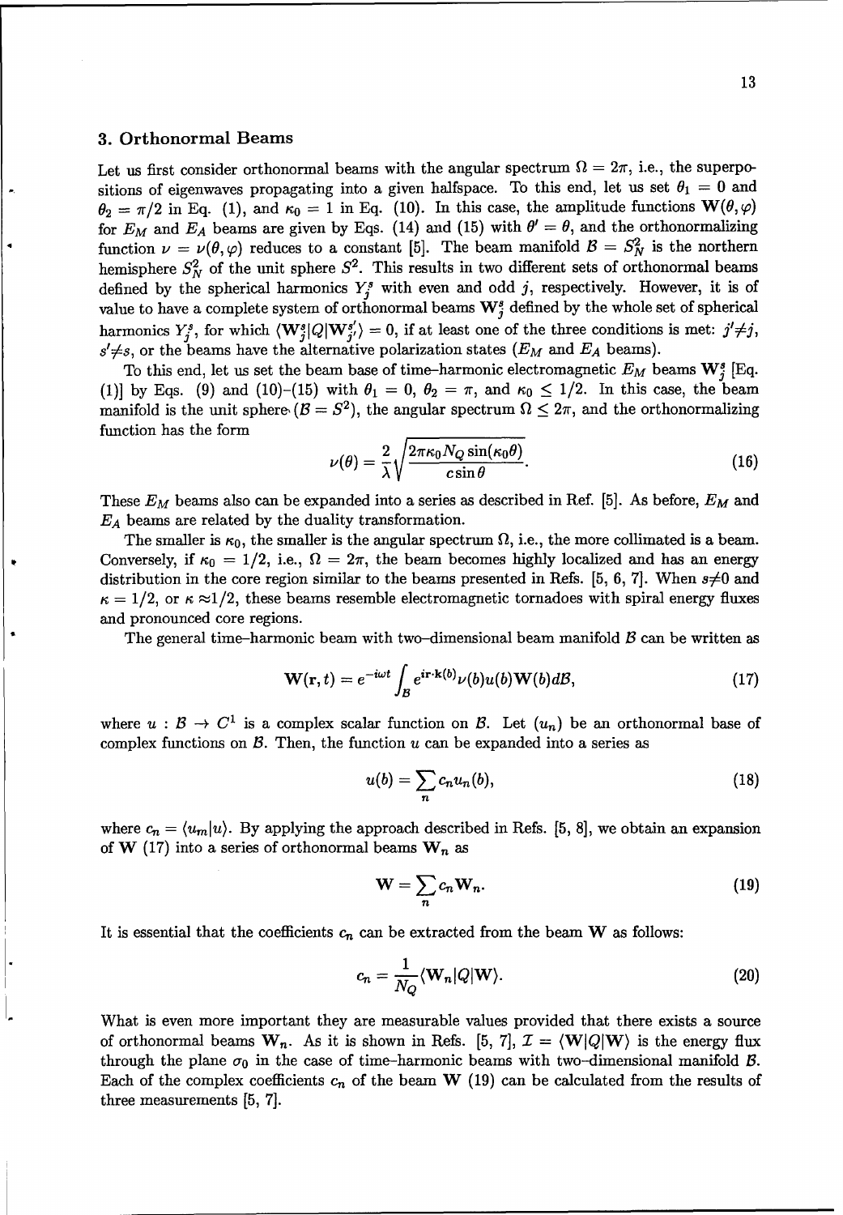## 3. Orthonormal Beams

Let us first consider orthonormal beams with the angular spectrum $\Omega = 2\pi$, i.e., the superpositions of eigenwaves propagating into a given halfspace. To this end, let us set $\theta_1 = 0$ and $\theta_2 = \pi/2$ in Eq. (1), and $\kappa_0 = 1$ in Eq. (10). In this case, the amplitude functions $\mathbf{W}(\theta, \varphi)$ for $E_M$ and $E_A$ beams are given by Eqs. (14) and (15) with $\theta' = \theta$, and the orthonormalizing function $\nu = \nu(\theta, \varphi)$ reduces to a constant [5]. The beam manifold $\mathcal{B} = S_N^2$ is the northern hemisphere $S_N^2$ of the unit sphere $S^2$. This results in two different sets of orthonormal beams defined by the spherical harmonics $Y_j^s$ with even and odd $j$, respectively. However, it is of value to have a complete system of orthonormal beams $\mathbf{W}_j^s$ defined by the whole set of spherical harmonics $Y_j^s$, for which $\langle \mathbf{W}_j^s | Q | \mathbf{W}_{j'}^{s'} \rangle = 0$, if at least one of the three conditions is met: $j' \neq j$, $s' \neq s$, or the beams have the alternative polarization states ($E_M$ and $E_A$ beams).

To this end, let us set the beam base of time-harmonic electromagnetic $E_M$ beams $\mathbf{W}_j^s$ [Eq. (1)] by Eqs. (9) and (10)–(15) with $\theta_1 = 0$, $\theta_2 = \pi$, and $\kappa_0 \leq 1/2$. In this case, the beam manifold is the unit sphere ($\mathcal{B} = S^2$), the angular spectrum $\Omega \leq 2\pi$, and the orthonormalizing function has the form

$$\nu(\theta) = \frac{2}{\lambda} \sqrt{\frac{2\pi \kappa_0 N_Q \sin(\kappa_0 \theta)}{c \sin\theta}}. \tag{16}$$

These $E_M$ beams also can be expanded into a series as described in Ref. [5]. As before, $E_M$ and $E_A$ beams are related by the duality transformation.

The smaller is $\kappa_0$, the smaller is the angular spectrum $\Omega$, i.e., the more collimated is a beam. Conversely, if $\kappa_0 = 1/2$, i.e., $\Omega = 2\pi$, the beam becomes highly localized and has an energy distribution in the core region similar to the beams presented in Refs. [5, 6, 7]. When $s \neq 0$ and $\kappa = 1/2$, or $\kappa \approx 1/2$, these beams resemble electromagnetic tornadoes with spiral energy fluxes and pronounced core regions.

The general time-harmonic beam with two-dimensional beam manifold $\mathcal{B}$ can be written as

$$\mathbf{W}(\mathbf{r}, t) = e^{-i\omega t} \int_{\mathcal{B}} e^{i\mathbf{r} \cdot \mathbf{k}(b)} \nu(b) u(b) \mathbf{W}(b) d\mathcal{B}, \tag{17}$$

where $u : \mathcal{B} \to C^1$ is a complex scalar function on $\mathcal{B}$. Let $(u_n)$ be an orthonormal base of complex functions on $\mathcal{B}$. Then, the function $u$ can be expanded into a series as

$$u(b) = \sum_n c_n u_n(b), \tag{18}$$

where $c_n = \langle u_m | u \rangle$. By applying the approach described in Refs. [5, 8], we obtain an expansion of $\mathbf{W}$ (17) into a series of orthonormal beams $\mathbf{W}_n$ as

$$\mathbf{W} = \sum_n c_n \mathbf{W}_n. \tag{19}$$

It is essential that the coefficients $c_n$ can be extracted from the beam $\mathbf{W}$ as follows:

$$c_n = \frac{1}{N_Q} \langle \mathbf{W}_n | Q | \mathbf{W} \rangle. \tag{20}$$

What is even more important they are measurable values provided that there exists a source of orthonormal beams $\mathbf{W}_n$. As it is shown in Refs. [5, 7], $\mathcal{I} = \langle \mathbf{W} | Q | \mathbf{W} \rangle$ is the energy flux through the plane $\sigma_0$ in the case of time-harmonic beams with two-dimensional manifold $\mathcal{B}$. Each of the complex coefficients $c_n$ of the beam $\mathbf{W}$ (19) can be calculated from the results of three measurements [5, 7].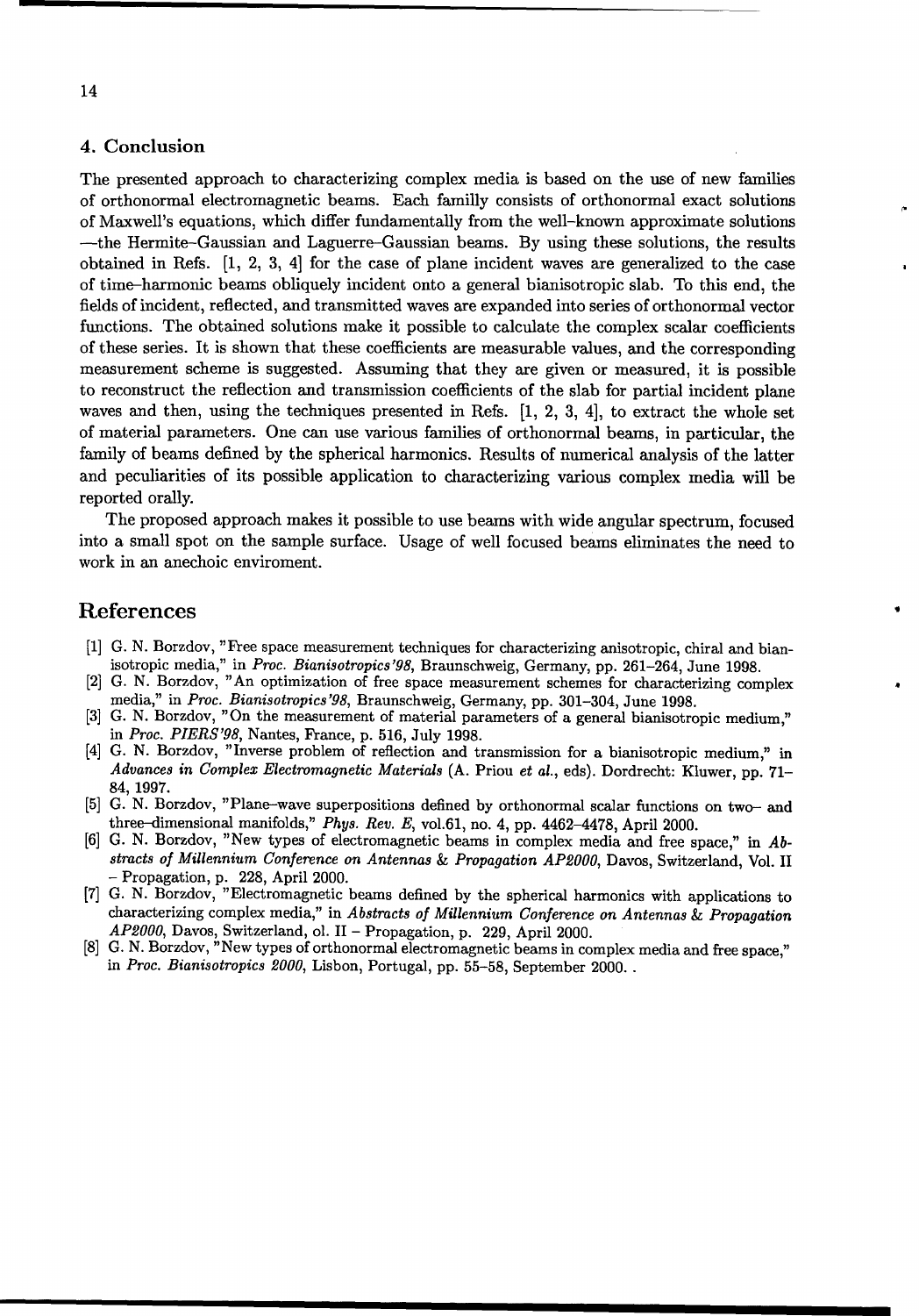## 4. Conclusion

The presented approach to characterizing complex media is based on the use of new families of orthonormal electromagnetic beams. Each familly consists of orthonormal exact solutions of Maxwell's equations, which differ fundamentally from the well–known approximate solutions —the Hermite–Gaussian and Laguerre–Gaussian beams. By using these solutions, the results obtained in Refs. [1, 2, 3, 4] for the case of plane incident waves are generalized to the case of time–harmonic beams obliquely incident onto a general bianisotropic slab. To this end, the fields of incident, reflected, and transmitted waves are expanded into series of orthonormal vector functions. The obtained solutions make it possible to calculate the complex scalar coefficients of these series. It is shown that these coefficients are measurable values, and the corresponding measurement scheme is suggested. Assuming that they are given or measured, it is possible to reconstruct the reflection and transmission coefficients of the slab for partial incident plane waves and then, using the techniques presented in Refs. [1, 2, 3, 4], to extract the whole set of material parameters. One can use various families of orthonormal beams, in particular, the family of beams defined by the spherical harmonics. Results of numerical analysis of the latter and peculiarities of its possible application to characterizing various complex media will be reported orally.

The proposed approach makes it possible to use beams with wide angular spectrum, focused into a small spot on the sample surface. Usage of well focused beams eliminates the need to work in an anechoic enviroment.

# References

[1] G. N. Borzdov, "Free space measurement techniques for characterizing anisotropic, chiral and bianisotropic media," in *Proc. Bianisotropics'98*, Braunschweig, Germany, pp. 261–264, June 1998.

[2] G. N. Borzdov, "An optimization of free space measurement schemes for characterizing complex media," in *Proc. Bianisotropics'98*, Braunschweig, Germany, pp. 301–304, June 1998.

[3] G. N. Borzdov, "On the measurement of material parameters of a general bianisotropic medium," in *Proc. PIERS'98*, Nantes, France, p. 516, July 1998.

[4] G. N. Borzdov, "Inverse problem of reflection and transmission for a bianisotropic medium," in *Advances in Complex Electromagnetic Materials* (A. Priou *et al.*, eds). Dordrecht: Kluwer, pp. 71–84, 1997.

[5] G. N. Borzdov, "Plane–wave superpositions defined by orthonormal scalar functions on two– and three–dimensional manifolds," *Phys. Rev. E*, vol.61, no. 4, pp. 4462–4478, April 2000.

[6] G. N. Borzdov, "New types of electromagnetic beams in complex media and free space," in *Abstracts of Millennium Conference on Antennas & Propagation AP2000*, Davos, Switzerland, Vol. II – Propagation, p. 228, April 2000.

[7] G. N. Borzdov, "Electromagnetic beams defined by the spherical harmonics with applications to characterizing complex media," in *Abstracts of Millennium Conference on Antennas & Propagation AP2000*, Davos, Switzerland, ol. II – Propagation, p. 229, April 2000.

[8] G. N. Borzdov, "New types of orthonormal electromagnetic beams in complex media and free space," in *Proc. Bianisotropics 2000*, Lisbon, Portugal, pp. 55–58, September 2000. .